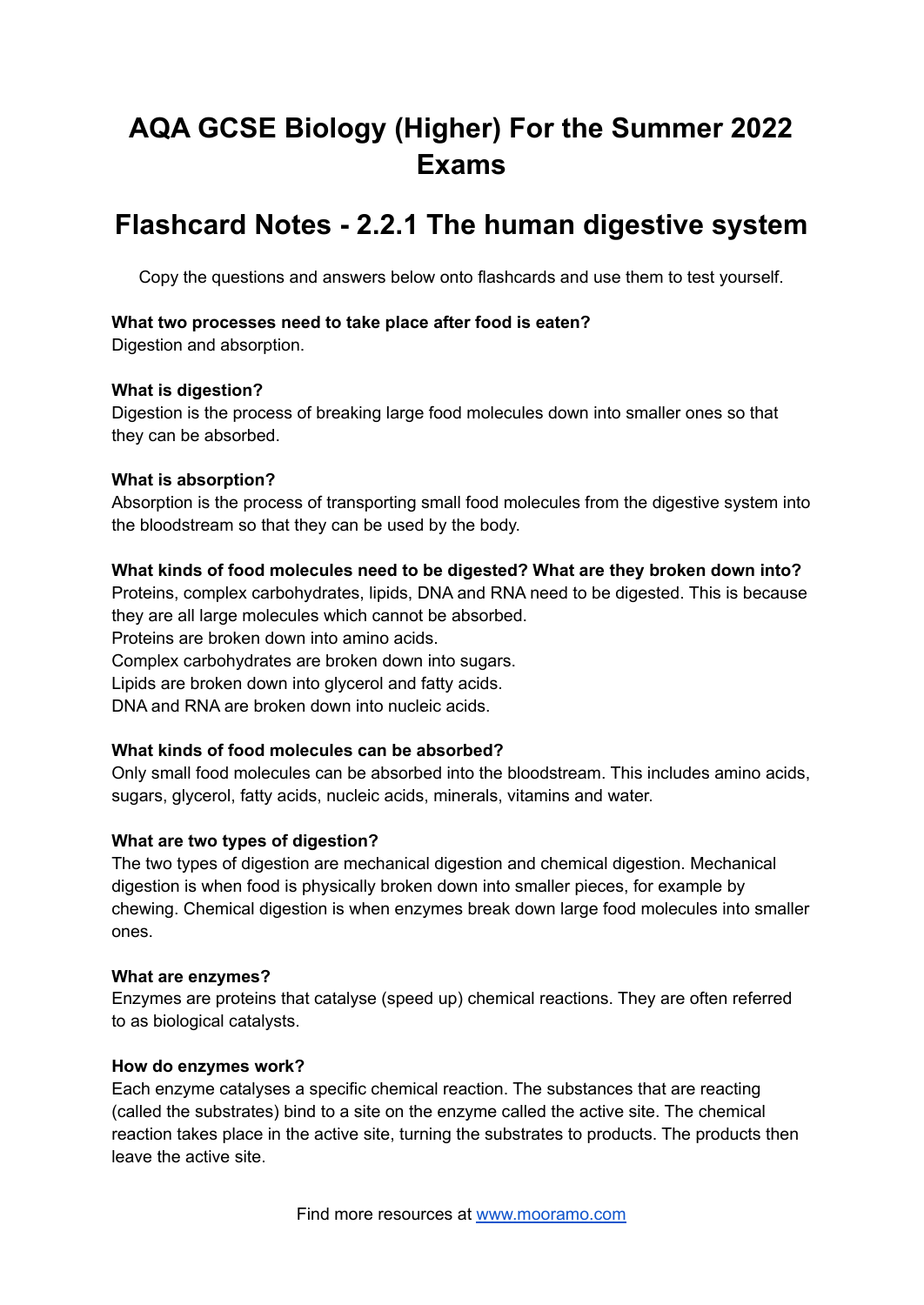# AQA GCSE Biology (Higher) For the Summer 2022 Exams

## Flashcard Notes - 2.2.1 The human digestive system

Copy the questions and answers below onto flashcards and use them to test yourself.

**What two processes need to take place after food is eaten?**
Digestion and absorption.

**What is digestion?**
Digestion is the process of breaking large food molecules down into smaller ones so that they can be absorbed.

**What is absorption?**
Absorption is the process of transporting small food molecules from the digestive system into the bloodstream so that they can be used by the body.

**What kinds of food molecules need to be digested? What are they broken down into?**
Proteins, complex carbohydrates, lipids, DNA and RNA need to be digested. This is because they are all large molecules which cannot be absorbed.
Proteins are broken down into amino acids.
Complex carbohydrates are broken down into sugars.
Lipids are broken down into glycerol and fatty acids.
DNA and RNA are broken down into nucleic acids.

**What kinds of food molecules can be absorbed?**
Only small food molecules can be absorbed into the bloodstream. This includes amino acids, sugars, glycerol, fatty acids, nucleic acids, minerals, vitamins and water.

**What are two types of digestion?**
The two types of digestion are mechanical digestion and chemical digestion. Mechanical digestion is when food is physically broken down into smaller pieces, for example by chewing. Chemical digestion is when enzymes break down large food molecules into smaller ones.

**What are enzymes?**
Enzymes are proteins that catalyse (speed up) chemical reactions. They are often referred to as biological catalysts.

**How do enzymes work?**
Each enzyme catalyses a specific chemical reaction. The substances that are reacting (called the substrates) bind to a site on the enzyme called the active site. The chemical reaction takes place in the active site, turning the substrates to products. The products then leave the active site.

Find more resources at [www.mooramo.com](http://www.mooramo.com)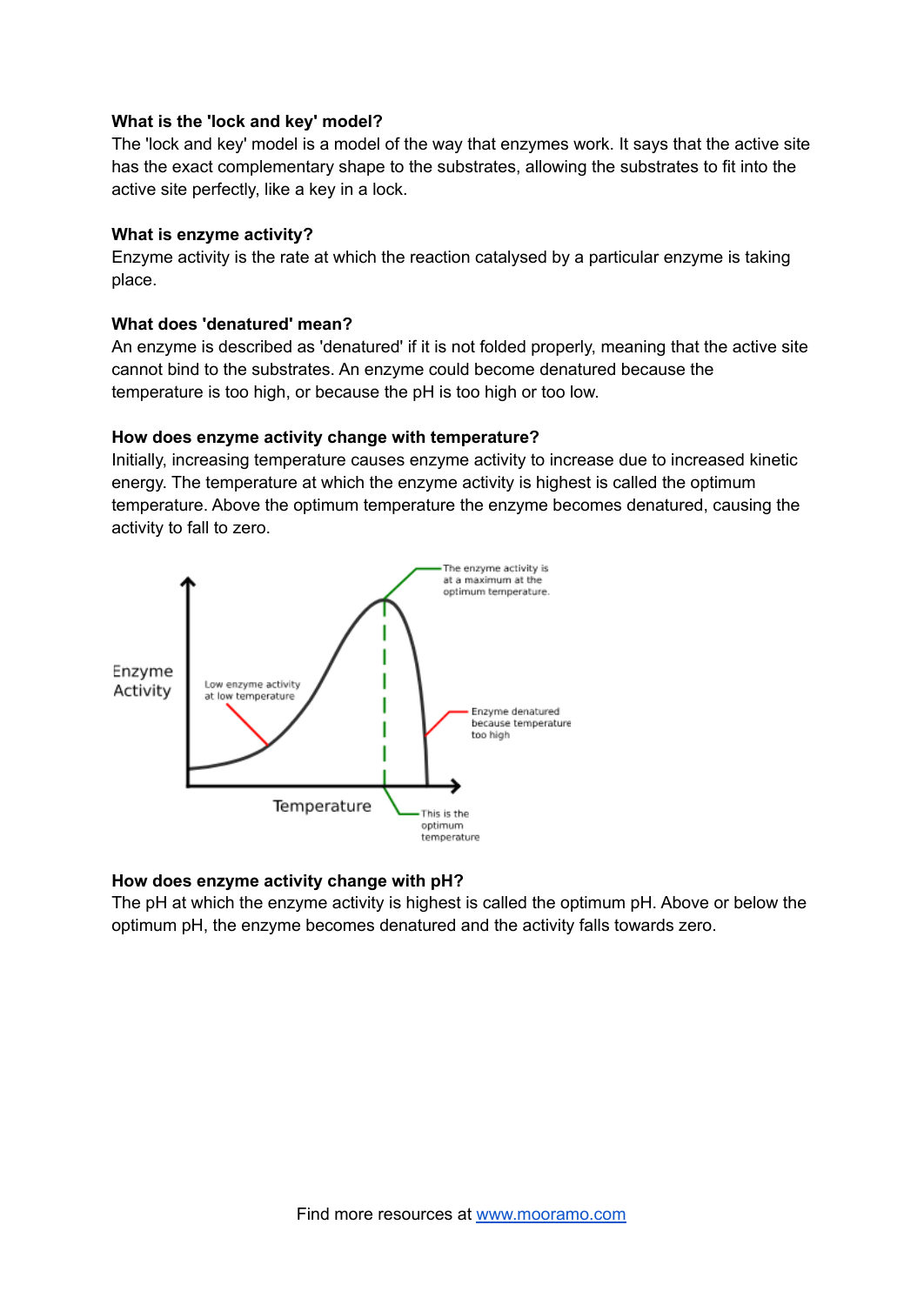**What is the 'lock and key' model?**
The 'lock and key' model is a model of the way that enzymes work. It says that the active site has the exact complementary shape to the substrates, allowing the substrates to fit into the active site perfectly, like a key in a lock.

**What is enzyme activity?**
Enzyme activity is the rate at which the reaction catalysed by a particular enzyme is taking place.

**What does 'denatured' mean?**
An enzyme is described as 'denatured' if it is not folded properly, meaning that the active site cannot bind to the substrates. An enzyme could become denatured because the temperature is too high, or because the pH is too high or too low.

**How does enzyme activity change with temperature?**
Initially, increasing temperature causes enzyme activity to increase due to increased kinetic energy. The temperature at which the enzyme activity is highest is called the optimum temperature. Above the optimum temperature the enzyme becomes denatured, causing the activity to fall to zero.

**How does enzyme activity change with pH?**
The pH at which the enzyme activity is highest is called the optimum pH. Above or below the optimum pH, the enzyme becomes denatured and the activity falls towards zero.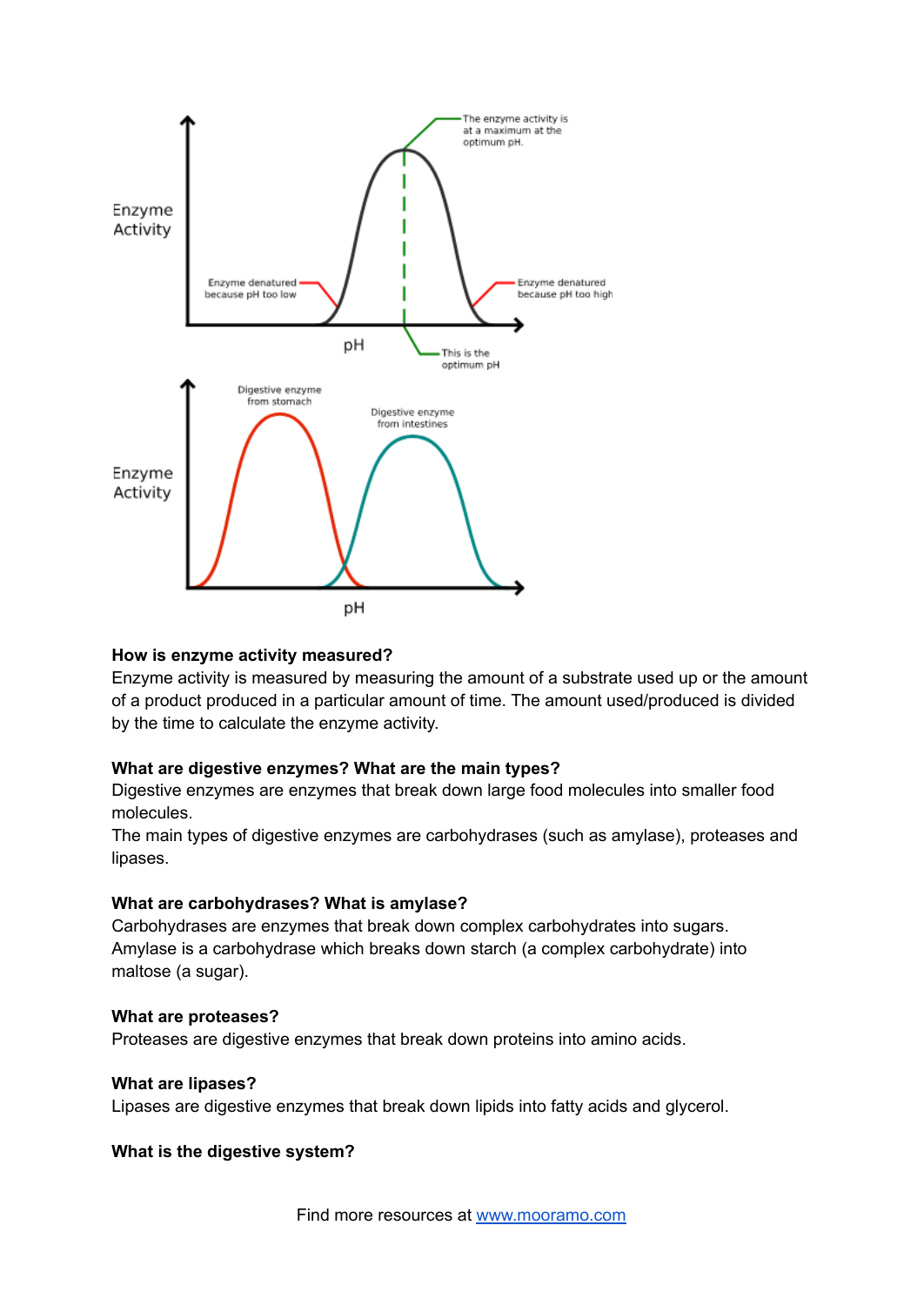**How is enzyme activity measured?**
Enzyme activity is measured by measuring the amount of a substrate used up or the amount of a product produced in a particular amount of time. The amount used/produced is divided by the time to calculate the enzyme activity.

**What are digestive enzymes? What are the main types?**
Digestive enzymes are enzymes that break down large food molecules into smaller food molecules.
The main types of digestive enzymes are carbohydrases (such as amylase), proteases and lipases.

**What are carbohydrases? What is amylase?**
Carbohydrases are enzymes that break down complex carbohydrates into sugars.
Amylase is a carbohydrase which breaks down starch (a complex carbohydrate) into maltose (a sugar).

**What are proteases?**
Proteases are digestive enzymes that break down proteins into amino acids.

**What are lipases?**
Lipases are digestive enzymes that break down lipids into fatty acids and glycerol.

**What is the digestive system?**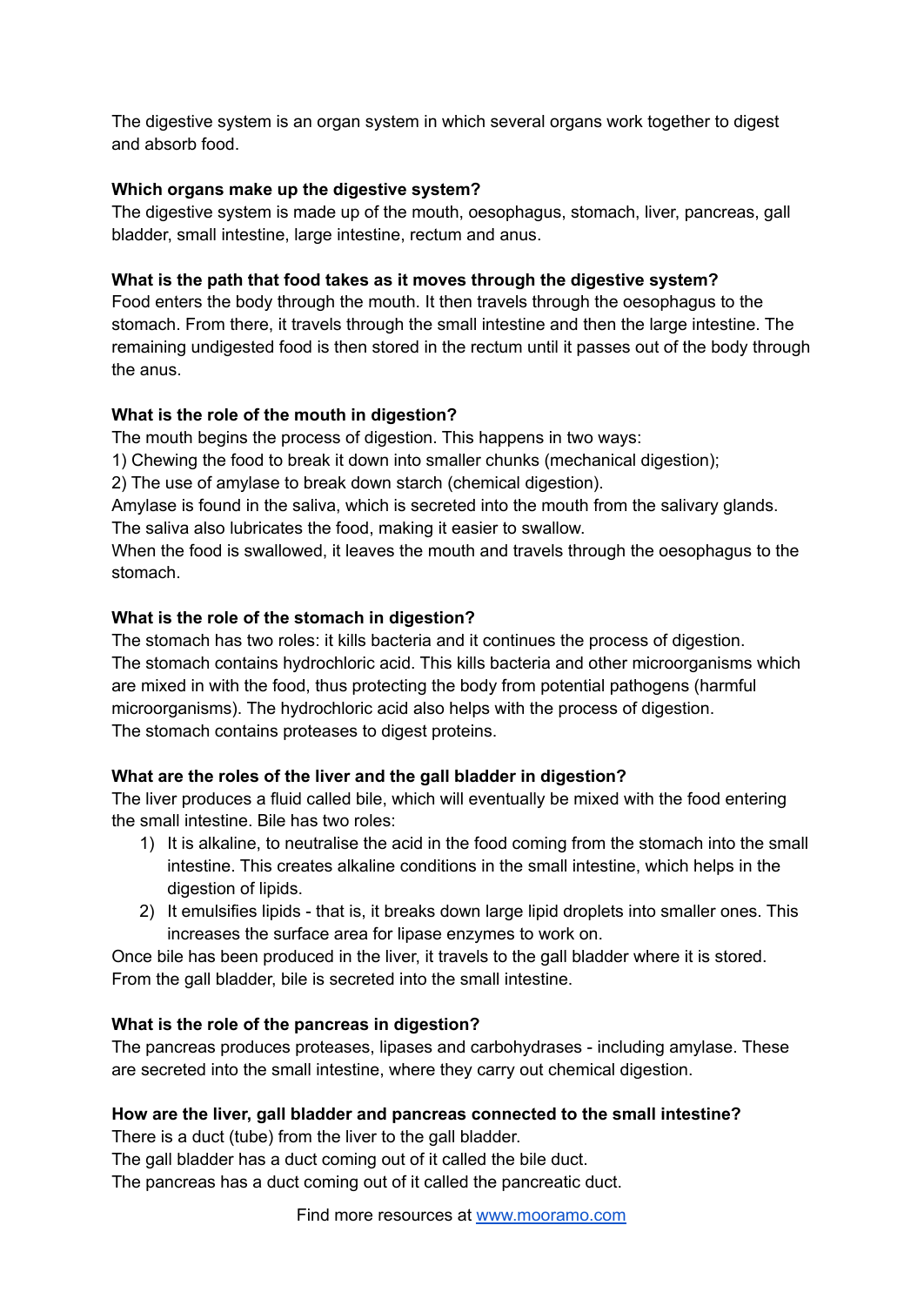The digestive system is an organ system in which several organs work together to digest and absorb food.

**Which organs make up the digestive system?**

The digestive system is made up of the mouth, oesophagus, stomach, liver, pancreas, gall bladder, small intestine, large intestine, rectum and anus.

**What is the path that food takes as it moves through the digestive system?**

Food enters the body through the mouth. It then travels through the oesophagus to the stomach. From there, it travels through the small intestine and then the large intestine. The remaining undigested food is then stored in the rectum until it passes out of the body through the anus.

**What is the role of the mouth in digestion?**

The mouth begins the process of digestion. This happens in two ways:

1) Chewing the food to break it down into smaller chunks (mechanical digestion);

2) The use of amylase to break down starch (chemical digestion).

Amylase is found in the saliva, which is secreted into the mouth from the salivary glands. The saliva also lubricates the food, making it easier to swallow.

When the food is swallowed, it leaves the mouth and travels through the oesophagus to the stomach.

**What is the role of the stomach in digestion?**

The stomach has two roles: it kills bacteria and it continues the process of digestion.

The stomach contains hydrochloric acid. This kills bacteria and other microorganisms which are mixed in with the food, thus protecting the body from potential pathogens (harmful microorganisms). The hydrochloric acid also helps with the process of digestion.

The stomach contains proteases to digest proteins.

**What are the roles of the liver and the gall bladder in digestion?**

The liver produces a fluid called bile, which will eventually be mixed with the food entering the small intestine. Bile has two roles:

1) It is alkaline, to neutralise the acid in the food coming from the stomach into the small intestine. This creates alkaline conditions in the small intestine, which helps in the digestion of lipids.
2) It emulsifies lipids - that is, it breaks down large lipid droplets into smaller ones. This increases the surface area for lipase enzymes to work on.

Once bile has been produced in the liver, it travels to the gall bladder where it is stored.

From the gall bladder, bile is secreted into the small intestine.

**What is the role of the pancreas in digestion?**

The pancreas produces proteases, lipases and carbohydrases - including amylase. These are secreted into the small intestine, where they carry out chemical digestion.

**How are the liver, gall bladder and pancreas connected to the small intestine?**

There is a duct (tube) from the liver to the gall bladder.

The gall bladder has a duct coming out of it called the bile duct.

The pancreas has a duct coming out of it called the pancreatic duct.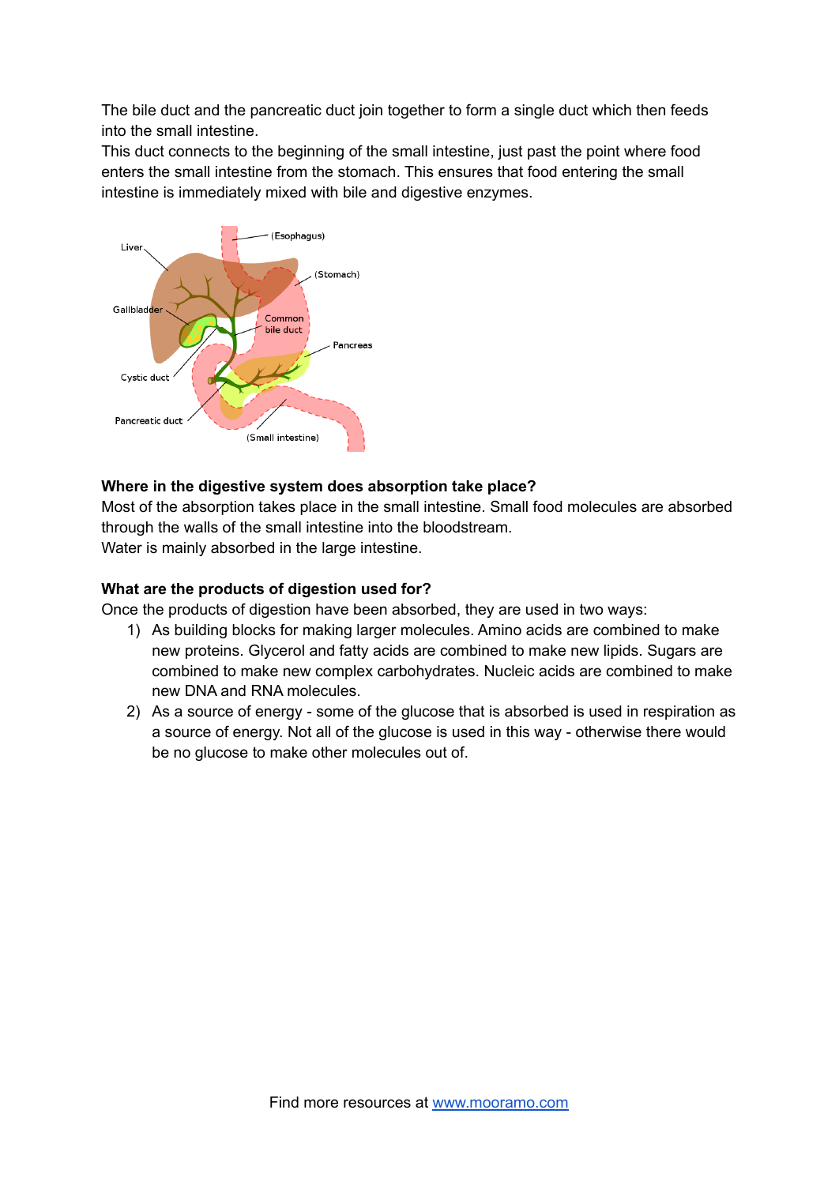The bile duct and the pancreatic duct join together to form a single duct which then feeds into the small intestine.

This duct connects to the beginning of the small intestine, just past the point where food enters the small intestine from the stomach. This ensures that food entering the small intestine is immediately mixed with bile and digestive enzymes.

(Esophagus)
Liver
(Stomach)
Gallbladder
Common bile duct
Pancreas
Cystic duct
Pancreatic duct
(Small intestine)

**Where in the digestive system does absorption take place?**

Most of the absorption takes place in the small intestine. Small food molecules are absorbed through the walls of the small intestine into the bloodstream.

Water is mainly absorbed in the large intestine.

**What are the products of digestion used for?**

Once the products of digestion have been absorbed, they are used in two ways:

1) As building blocks for making larger molecules. Amino acids are combined to make new proteins. Glycerol and fatty acids are combined to make new lipids. Sugars are combined to make new complex carbohydrates. Nucleic acids are combined to make new DNA and RNA molecules.
2) As a source of energy - some of the glucose that is absorbed is used in respiration as a source of energy. Not all of the glucose is used in this way - otherwise there would be no glucose to make other molecules out of.